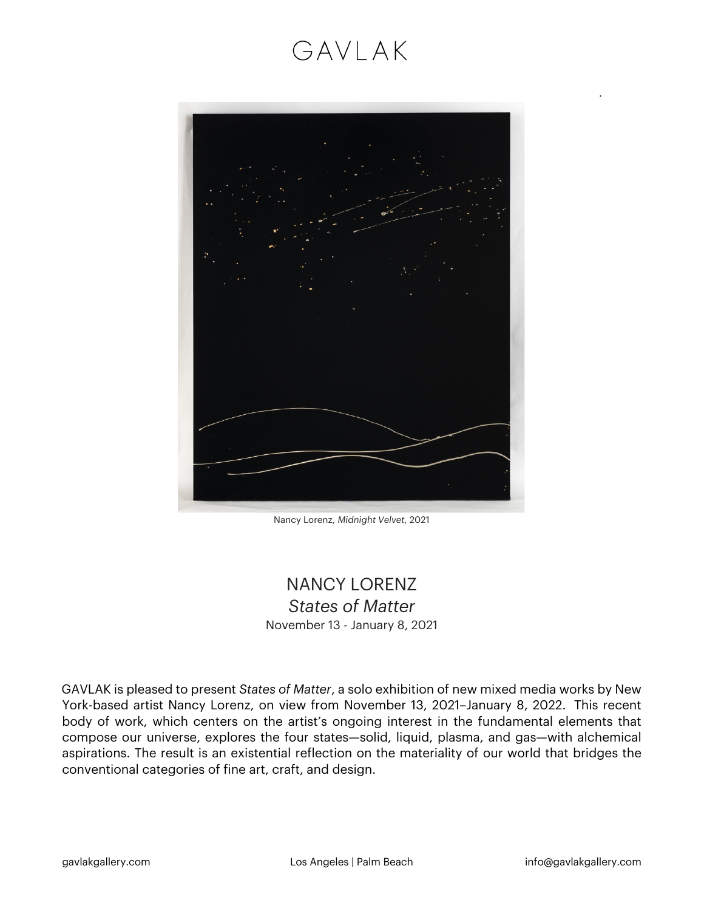# GAVLAK

Nancy Lorenz, *Midnight Velvet*, 2021

## NANCY LORENZ

*States of Matter*

November 13 - January 8, 2021

GAVLAK is pleased to present *States of Matter*, a solo exhibition of new mixed media works by New York-based artist Nancy Lorenz, on view from November 13, 2021–January 8, 2022. This recent body of work, which centers on the artist's ongoing interest in the fundamental elements that compose our universe, explores the four states—solid, liquid, plasma, and gas—with alchemical aspirations. The result is an existential reflection on the materiality of our world that bridges the conventional categories of fine art, craft, and design.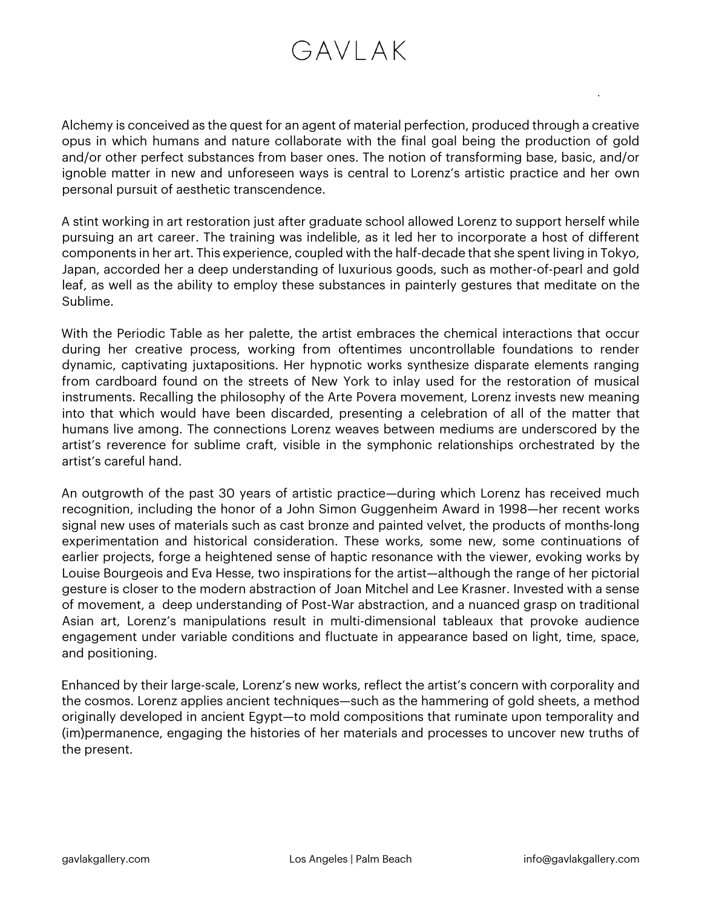Alchemy is conceived as the quest for an agent of material perfection, produced through a creative opus in which humans and nature collaborate with the final goal being the production of gold and/or other perfect substances from baser ones. The notion of transforming base, basic, and/or ignoble matter in new and unforeseen ways is central to Lorenz's artistic practice and her own personal pursuit of aesthetic transcendence.

A stint working in art restoration just after graduate school allowed Lorenz to support herself while pursuing an art career. The training was indelible, as it led her to incorporate a host of different components in her art. This experience, coupled with the half-decade that she spent living in Tokyo, Japan, accorded her a deep understanding of luxurious goods, such as mother-of-pearl and gold leaf, as well as the ability to employ these substances in painterly gestures that meditate on the Sublime.

With the Periodic Table as her palette, the artist embraces the chemical interactions that occur during her creative process, working from oftentimes uncontrollable foundations to render dynamic, captivating juxtapositions. Her hypnotic works synthesize disparate elements ranging from cardboard found on the streets of New York to inlay used for the restoration of musical instruments. Recalling the philosophy of the Arte Povera movement, Lorenz invests new meaning into that which would have been discarded, presenting a celebration of all of the matter that humans live among. The connections Lorenz weaves between mediums are underscored by the artist's reverence for sublime craft, visible in the symphonic relationships orchestrated by the artist's careful hand.

An outgrowth of the past 30 years of artistic practice—during which Lorenz has received much recognition, including the honor of a John Simon Guggenheim Award in 1998—her recent works signal new uses of materials such as cast bronze and painted velvet, the products of months-long experimentation and historical consideration. These works, some new, some continuations of earlier projects, forge a heightened sense of haptic resonance with the viewer, evoking works by Louise Bourgeois and Eva Hesse, two inspirations for the artist—although the range of her pictorial gesture is closer to the modern abstraction of Joan Mitchel and Lee Krasner. Invested with a sense of movement, a deep understanding of Post-War abstraction, and a nuanced grasp on traditional Asian art, Lorenz's manipulations result in multi-dimensional tableaux that provoke audience engagement under variable conditions and fluctuate in appearance based on light, time, space, and positioning.

Enhanced by their large-scale, Lorenz's new works, reflect the artist's concern with corporality and the cosmos. Lorenz applies ancient techniques—such as the hammering of gold sheets, a method originally developed in ancient Egypt—to mold compositions that ruminate upon temporality and (im)permanence, engaging the histories of her materials and processes to uncover new truths of the present.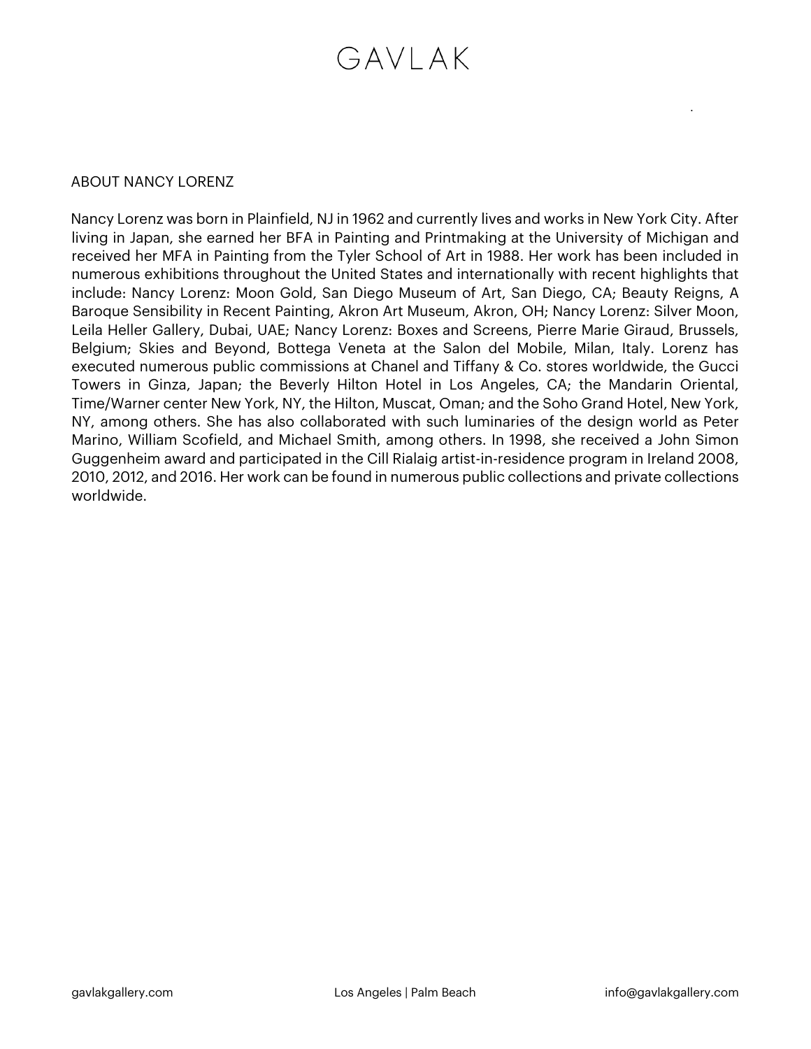## ABOUT NANCY LORENZ

Nancy Lorenz was born in Plainfield, NJ in 1962 and currently lives and works in New York City. After living in Japan, she earned her BFA in Painting and Printmaking at the University of Michigan and received her MFA in Painting from the Tyler School of Art in 1988. Her work has been included in numerous exhibitions throughout the United States and internationally with recent highlights that include: Nancy Lorenz: Moon Gold, San Diego Museum of Art, San Diego, CA; Beauty Reigns, A Baroque Sensibility in Recent Painting, Akron Art Museum, Akron, OH; Nancy Lorenz: Silver Moon, Leila Heller Gallery, Dubai, UAE; Nancy Lorenz: Boxes and Screens, Pierre Marie Giraud, Brussels, Belgium; Skies and Beyond, Bottega Veneta at the Salon del Mobile, Milan, Italy. Lorenz has executed numerous public commissions at Chanel and Tiffany & Co. stores worldwide, the Gucci Towers in Ginza, Japan; the Beverly Hilton Hotel in Los Angeles, CA; the Mandarin Oriental, Time/Warner center New York, NY, the Hilton, Muscat, Oman; and the Soho Grand Hotel, New York, NY, among others. She has also collaborated with such luminaries of the design world as Peter Marino, William Scofield, and Michael Smith, among others. In 1998, she received a John Simon Guggenheim award and participated in the Cill Rialaig artist-in-residence program in Ireland 2008, 2010, 2012, and 2016. Her work can be found in numerous public collections and private collections worldwide.